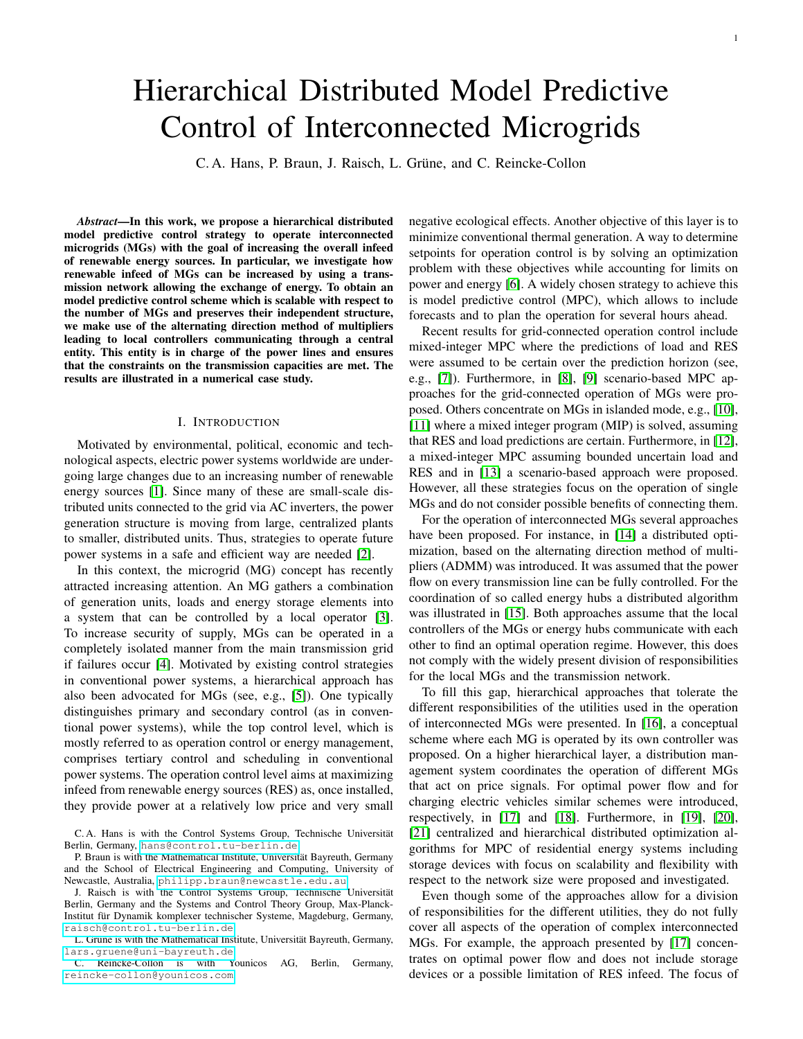# Hierarchical Distributed Model Predictive Control of Interconnected Microgrids

C. A. Hans, P. Braun, J. Raisch, L. Grüne, and C. Reincke-Collon

***Abstract*—In this work, we propose a hierarchical distributed model predictive control strategy to operate interconnected microgrids (MGs) with the goal of increasing the overall infeed of renewable energy sources. In particular, we investigate how renewable infeed of MGs can be increased by using a transmission network allowing the exchange of energy. To obtain an model predictive control scheme which is scalable with respect to the number of MGs and preserves their independent structure, we make use of the alternating direction method of multipliers leading to local controllers communicating through a central entity. This entity is in charge of the power lines and ensures that the constraints on the transmission capacities are met. The results are illustrated in a numerical case study.**

## I. Introduction

Motivated by environmental, political, economic and technological aspects, electric power systems worldwide are undergoing large changes due to an increasing number of renewable energy sources [1]. Since many of these are small-scale distributed units connected to the grid via AC inverters, the power generation structure is moving from large, centralized plants to smaller, distributed units. Thus, strategies to operate future power systems in a safe and efficient way are needed [2].

In this context, the microgrid (MG) concept has recently attracted increasing attention. An MG gathers a combination of generation units, loads and energy storage elements into a system that can be controlled by a local operator [3]. To increase security of supply, MGs can be operated in a completely isolated manner from the main transmission grid if failures occur [4]. Motivated by existing control strategies in conventional power systems, a hierarchical approach has also been advocated for MGs (see, e.g., [5]). One typically distinguishes primary and secondary control (as in conventional power systems), while the top control level, which is mostly referred to as operation control or energy management, comprises tertiary control and scheduling in conventional power systems. The operation control level aims at maximizing infeed from renewable energy sources (RES) as, once installed, they provide power at a relatively low price and very small negative ecological effects. Another objective of this layer is to minimize conventional thermal generation. A way to determine setpoints for operation control is by solving an optimization problem with these objectives while accounting for limits on power and energy [6]. A widely chosen strategy to achieve this is model predictive control (MPC), which allows to include forecasts and to plan the operation for several hours ahead.

Recent results for grid-connected operation control include mixed-integer MPC where the predictions of load and RES were assumed to be certain over the prediction horizon (see, e.g., [7]). Furthermore, in [8], [9] scenario-based MPC approaches for the grid-connected operation of MGs were proposed. Others concentrate on MGs in islanded mode, e.g., [10], [11] where a mixed integer program (MIP) is solved, assuming that RES and load predictions are certain. Furthermore, in [12], a mixed-integer MPC assuming bounded uncertain load and RES and in [13] a scenario-based approach were proposed. However, all these strategies focus on the operation of single MGs and do not consider possible benefits of connecting them.

For the operation of interconnected MGs several approaches have been proposed. For instance, in [14] a distributed optimization, based on the alternating direction method of multipliers (ADMM) was introduced. It was assumed that the power flow on every transmission line can be fully controlled. For the coordination of so called energy hubs a distributed algorithm was illustrated in [15]. Both approaches assume that the local controllers of the MGs or energy hubs communicate with each other to find an optimal operation regime. However, this does not comply with the widely present division of responsibilities for the local MGs and the transmission network.

To fill this gap, hierarchical approaches that tolerate the different responsibilities of the utilities used in the operation of interconnected MGs were presented. In [16], a conceptual scheme where each MG is operated by its own controller was proposed. On a higher hierarchical layer, a distribution management system coordinates the operation of different MGs that act on price signals. For optimal power flow and for charging electric vehicles similar schemes were introduced, respectively, in [17] and [18]. Furthermore, in [19], [20], [21] centralized and hierarchical distributed optimization algorithms for MPC of residential energy systems including storage devices with focus on scalability and flexibility with respect to the network size were proposed and investigated.

Even though some of the approaches allow for a division of responsibilities for the different utilities, they do not fully cover all aspects of the operation of complex interconnected MGs. For example, the approach presented by [17] concentrates on optimal power flow and does not include storage devices or a possible limitation of RES infeed. The focus of

C. A. Hans is with the Control Systems Group, Technische Universität Berlin, Germany, hans@control.tu-berlin.de

P. Braun is with the Mathematical Institute, Universität Bayreuth, Germany and the School of Electrical Engineering and Computing, University of Newcastle, Australia, philipp.braun@newcastle.edu.au

J. Raisch is with the Control Systems Group, Technische Universität Berlin, Germany and the Systems and Control Theory Group, Max-Planck-Institut für Dynamik komplexer technischer Systeme, Magdeburg, Germany, raisch@control.tu-berlin.de

L. Grüne is with the Mathematical Institute, Universität Bayreuth, Germany, lars.gruene@uni-bayreuth.de

C. Reincke-Collon is with Younicos AG, Berlin, Germany, reincke-collon@younicos.com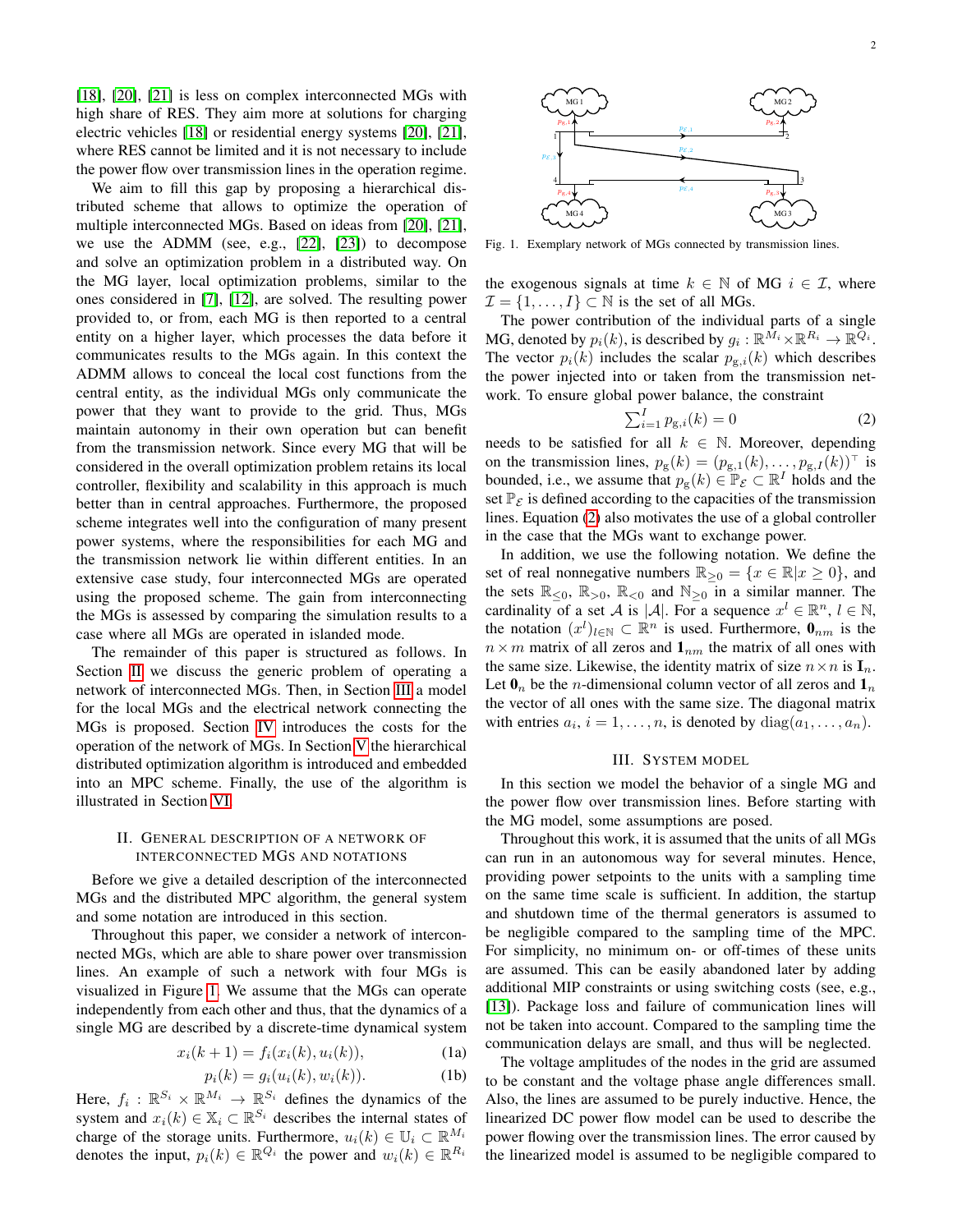[18], [20], [21] is less on complex interconnected MGs with high share of RES. They aim more at solutions for charging electric vehicles [18] or residential energy systems [20], [21], where RES cannot be limited and it is not necessary to include the power flow over transmission lines in the operation regime.

We aim to fill this gap by proposing a hierarchical distributed scheme that allows to optimize the operation of multiple interconnected MGs. Based on ideas from [20], [21], we use the ADMM (see, e.g., [22], [23]) to decompose and solve an optimization problem in a distributed way. On the MG layer, local optimization problems, similar to the ones considered in [7], [12], are solved. The resulting power provided to, or from, each MG is then reported to a central entity on a higher layer, which processes the data before it communicates results to the MGs again. In this context the ADMM allows to conceal the local cost functions from the central entity, as the individual MGs only communicate the power that they want to provide to the grid. Thus, MGs maintain autonomy in their own operation but can benefit from the transmission network. Since every MG that will be considered in the overall optimization problem retains its local controller, flexibility and scalability in this approach is much better than in central approaches. Furthermore, the proposed scheme integrates well into the configuration of many present power systems, where the responsibilities for each MG and the transmission network lie within different entities. In an extensive case study, four interconnected MGs are operated using the proposed scheme. The gain from interconnecting the MGs is assessed by comparing the simulation results to a case where all MGs are operated in islanded mode.

The remainder of this paper is structured as follows. In Section II we discuss the generic problem of operating a network of interconnected MGs. Then, in Section III a model for the local MGs and the electrical network connecting the MGs is proposed. Section IV introduces the costs for the operation of the network of MGs. In Section V the hierarchical distributed optimization algorithm is introduced and embedded into an MPC scheme. Finally, the use of the algorithm is illustrated in Section VI.

## II. General Description of a Network of Interconnected MGs and Notations

Before we give a detailed description of the interconnected MGs and the distributed MPC algorithm, the general system and some notation are introduced in this section.

Throughout this paper, we consider a network of interconnected MGs, which are able to share power over transmission lines. An example of such a network with four MGs is visualized in Figure 1. We assume that the MGs can operate independently from each other and thus, that the dynamics of a single MG are described by a discrete-time dynamical system

$$x_i(k+1) = f_i(x_i(k), u_i(k)), \tag{1a}$$

$$p_i(k) = g_i(u_i(k), w_i(k)). \tag{1b}$$

Here, $f_i : \mathbb{R}^{S_i} \times \mathbb{R}^{M_i} \to \mathbb{R}^{S_i}$ defines the dynamics of the system and $x_i(k) \in \mathbb{X}_i \subset \mathbb{R}^{S_i}$ describes the internal states of charge of the storage units. Furthermore, $u_i(k) \in \mathbb{U}_i \subset \mathbb{R}^{M_i}$ denotes the input, $p_i(k) \in \mathbb{R}^{Q_i}$ the power and $w_i(k) \in \mathbb{R}^{R_i}$ the exogenous signals at time $k \in \mathbb{N}$ of MG $i \in \mathcal{I}$, where $\mathcal{I} = \{1, \ldots, I\} \subset \mathbb{N}$ is the set of all MGs.

Fig. 1. Exemplary network of MGs connected by transmission lines.

The power contribution of the individual parts of a single MG, denoted by $p_i(k)$, is described by $g_i : \mathbb{R}^{M_i} \times \mathbb{R}^{R_i} \to \mathbb{R}^{Q_i}$. The vector $p_i(k)$ includes the scalar $p_{\mathrm{g},i}(k)$ which describes the power injected into or taken from the transmission network. To ensure global power balance, the constraint

$$\textstyle\sum_{i=1}^{I} p_{\mathrm{g},i}(k) = 0 \tag{2}$$

needs to be satisfied for all $k \in \mathbb{N}$. Moreover, depending on the transmission lines, $p_{\mathrm{g}}(k) = (p_{\mathrm{g},1}(k), \ldots, p_{\mathrm{g},I}(k))^\top$ is bounded, i.e., we assume that $p_{\mathrm{g}}(k) \in \mathbb{P}_{\mathcal{E}} \subset \mathbb{R}^I$ holds and the set $\mathbb{P}_{\mathcal{E}}$ is defined according to the capacities of the transmission lines. Equation (2) also motivates the use of a global controller in the case that the MGs want to exchange power.

In addition, we use the following notation. We define the set of real nonnegative numbers $\mathbb{R}_{\geq 0} = \{x \in \mathbb{R} | x \geq 0\}$, and the sets $\mathbb{R}_{\leq 0}$, $\mathbb{R}_{>0}$, $\mathbb{R}_{<0}$ and $\mathbb{N}_{\geq 0}$ in a similar manner. The cardinality of a set $\mathcal{A}$ is $|\mathcal{A}|$. For a sequence $x^l \in \mathbb{R}^n$, $l \in \mathbb{N}$, the notation $(x^l)_{l \in \mathbb{N}} \subset \mathbb{R}^n$ is used. Furthermore, $\mathbf{0}_{nm}$ is the $n \times m$ matrix of all zeros and $\mathbf{1}_{nm}$ the matrix of all ones with the same size. Likewise, the identity matrix of size $n \times n$ is $\mathbf{I}_n$. Let $\mathbf{0}_n$ be the $n$-dimensional column vector of all zeros and $\mathbf{1}_n$ the vector of all ones with the same size. The diagonal matrix with entries $a_i$, $i = 1, \ldots, n$, is denoted by $\mathrm{diag}(a_1, \ldots, a_n)$.

## III. System Model

In this section we model the behavior of a single MG and the power flow over transmission lines. Before starting with the MG model, some assumptions are posed.

Throughout this work, it is assumed that the units of all MGs can run in an autonomous way for several minutes. Hence, providing power setpoints to the units with a sampling time on the same time scale is sufficient. In addition, the startup and shutdown time of the thermal generators is assumed to be negligible compared to the sampling time of the MPC. For simplicity, no minimum on- or off-times of these units are assumed. This can be easily abandoned later by adding additional MIP constraints or using switching costs (see, e.g., [13]). Package loss and failure of communication lines will not be taken into account. Compared to the sampling time the communication delays are small, and thus will be neglected.

The voltage amplitudes of the nodes in the grid are assumed to be constant and the voltage phase angle differences small. Also, the lines are assumed to be purely inductive. Hence, the linearized DC power flow model can be used to describe the power flowing over the transmission lines. The error caused by the linearized model is assumed to be negligible compared to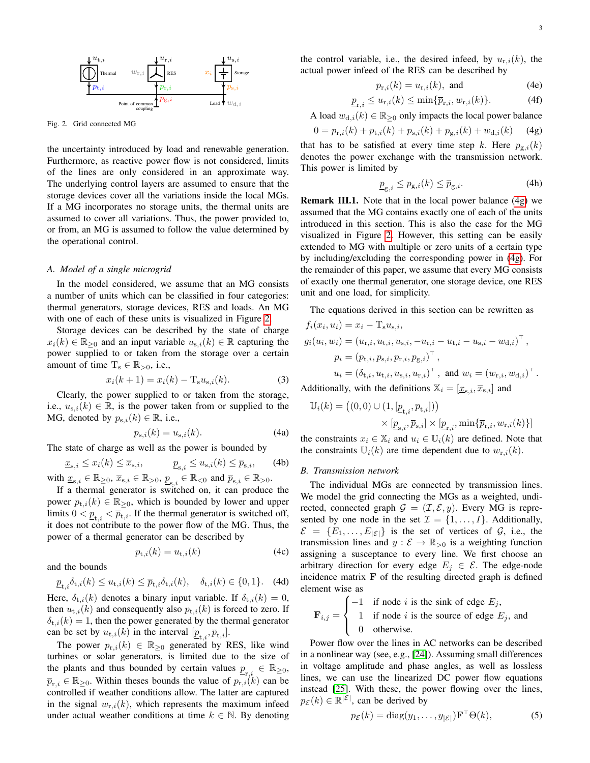Fig. 2. Grid connected MG

the uncertainty introduced by load and renewable generation. Furthermore, as reactive power flow is not considered, limits of the lines are only considered in an approximate way. The underlying control layers are assumed to ensure that the storage devices cover all the variations inside the local MGs. If a MG incorporates no storage units, the thermal units are assumed to cover all variations. Thus, the power provided to, or from, an MG is assumed to follow the value determined by the operational control.

### A. Model of a single microgrid

In the model considered, we assume that an MG consists a number of units which can be classified in four categories: thermal generators, storage devices, RES and loads. An MG with one of each of these units is visualized in Figure 2.

Storage devices can be described by the state of charge $x_i(k) \in \mathbb{R}_{\geq 0}$ and an input variable $u_{\mathrm{s},i}(k) \in \mathbb{R}$ capturing the power supplied to or taken from the storage over a certain amount of time $\mathrm{T_s} \in \mathbb{R}_{>0}$, i.e.,

$$x_i(k+1) = x_i(k) - \mathrm{T_s} u_{\mathrm{s},i}(k). \tag{3}$$

Clearly, the power supplied to or taken from the storage, i.e., $u_{\mathrm{s},i}(k) \in \mathbb{R}$, is the power taken from or supplied to the MG, denoted by $p_{\mathrm{s},i}(k) \in \mathbb{R}$, i.e.,

$$p_{\mathrm{s},i}(k) = u_{\mathrm{s},i}(k). \tag{4a}$$

The state of charge as well as the power is bounded by

$$\underline{x}_{\mathrm{s},i} \leq x_i(k) \leq \overline{x}_{\mathrm{s},i}, \qquad \underline{p}_{\mathrm{s},i} \leq u_{\mathrm{s},i}(k) \leq \overline{p}_{\mathrm{s},i}, \tag{4b}$$

with $\underline{x}_{\mathrm{s},i} \in \mathbb{R}_{\geq 0}$, $\overline{x}_{\mathrm{s},i} \in \mathbb{R}_{>0}$, $\underline{p}_{\mathrm{s},i} \in \mathbb{R}_{<0}$ and $\overline{p}_{\mathrm{s},i} \in \mathbb{R}_{>0}$.

If a thermal generator is switched on, it can produce the power $p_{\mathrm{t},i}(k) \in \mathbb{R}_{\geq 0}$, which is bounded by lower and upper limits $0 < \underline{p}_{\mathrm{t},i} < \overline{p}_{\mathrm{t},i}$. If the thermal generator is switched off, it does not contribute to the power flow of the MG. Thus, the power of a thermal generator can be described by

$$p_{\mathrm{t},i}(k) = u_{\mathrm{t},i}(k) \tag{4c}$$

and the bounds

$$\underline{p}_{\mathrm{t},i}\delta_{\mathrm{t},i}(k) \leq u_{\mathrm{t},i}(k) \leq \overline{p}_{\mathrm{t},i}\delta_{\mathrm{t},i}(k), \quad \delta_{\mathrm{t},i}(k) \in \{0, 1\}. \tag{4d}$$

Here, $\delta_{\mathrm{t},i}(k)$ denotes a binary input variable. If $\delta_{\mathrm{t},i}(k) = 0$, then $u_{\mathrm{t},i}(k)$ and consequently also $p_{\mathrm{t},i}(k)$ is forced to zero. If $\delta_{\mathrm{t},i}(k) = 1$, then the power generated by the thermal generator can be set by $u_{\mathrm{t},i}(k)$ in the interval $[\underline{p}_{\mathrm{t},i}, \overline{p}_{\mathrm{t},i}]$.

The power $p_{\mathrm{r},i}(k) \in \mathbb{R}_{\geq 0}$ generated by RES, like wind turbines or solar generators, is limited due to the size of the plants and thus bounded by certain values $\underline{p}_{\mathrm{r},i} \in \mathbb{R}_{\geq 0}$, $\overline{p}_{\mathrm{r},i} \in \mathbb{R}_{\geq 0}$. Within theses bounds the value of $p_{\mathrm{r},i}(k)$ can be controlled if weather conditions allow. The latter are captured in the signal $w_{\mathrm{r},i}(k)$, which represents the maximum infeed under actual weather conditions at time $k \in \mathbb{N}$. By denoting the control variable, i.e., the desired infeed, by $u_{\mathrm{r},i}(k)$, the actual power infeed of the RES can be described by

$$p_{\mathrm{r},i}(k) = u_{\mathrm{r},i}(k), \text{ and} \tag{4e}$$

$$\underline{p}_{\mathrm{r},i} \leq u_{\mathrm{r},i}(k) \leq \min\{\overline{p}_{\mathrm{r},i}, w_{\mathrm{r},i}(k)\}. \tag{4f}$$

A load $w_{\mathrm{d},i}(k) \in \mathbb{R}_{\geq 0}$ only impacts the local power balance

$$0 = p_{\mathrm{r},i}(k) + p_{\mathrm{t},i}(k) + p_{\mathrm{s},i}(k) + p_{\mathrm{g},i}(k) + w_{\mathrm{d},i}(k) \tag{4g}$$

that has to be satisfied at every time step $k$. Here $p_{\mathrm{g},i}(k)$ denotes the power exchange with the transmission network. This power is limited by

$$\underline{p}_{\mathrm{g},i} \leq p_{\mathrm{g},i}(k) \leq \overline{p}_{\mathrm{g},i}. \tag{4h}$$

**Remark III.1.** Note that in the local power balance (4g) we assumed that the MG contains exactly one of each of the units introduced in this section. This is also the case for the MG visualized in Figure 2. However, this setting can be easily extended to MG with multiple or zero units of a certain type by including/excluding the corresponding power in (4g). For the remainder of this paper, we assume that every MG consists of exactly one thermal generator, one storage device, one RES unit and one load, for simplicity.

The equations derived in this section can be rewritten as

$$
\begin{aligned}
f_i(x_i, u_i) &= x_i - \mathrm{T_s} u_{\mathrm{s},i},\\
g_i(u_i, w_i) &= (u_{\mathrm{r},i}, u_{\mathrm{t},i}, u_{\mathrm{s},i}, -u_{\mathrm{r},i} - u_{\mathrm{t},i} - u_{\mathrm{s},i} - w_{\mathrm{d},i})^\top,\\
p_i &= (p_{\mathrm{t},i}, p_{\mathrm{s},i}, p_{\mathrm{r},i}, p_{\mathrm{g},i})^\top,\\
u_i &= (\delta_{\mathrm{t},i}, u_{\mathrm{t},i}, u_{\mathrm{s},i}, u_{\mathrm{r},i})^\top, \text{ and } w_i = (w_{\mathrm{r},i}, w_{\mathrm{d},i})^\top.
\end{aligned}
$$

Additionally, with the definitions $\mathbb{X}_i = [\underline{x}_{\mathrm{s},i}, \overline{x}_{\mathrm{s},i}]$ and

$$
\begin{aligned}
\mathbb{U}_i(k) = \big((0,0) &\cup (1, [\underline{p}_{\mathrm{t},i}, \overline{p}_{\mathrm{t},i}])\big)\\
&\times [\underline{p}_{\mathrm{s},i}, \overline{p}_{\mathrm{s},i}] \times [\underline{p}_{\mathrm{r},i}, \min\{\overline{p}_{\mathrm{r},i}, w_{\mathrm{r},i}(k)\}]
\end{aligned}
$$

the constraints $x_i \in \mathbb{X}_i$ and $u_i \in \mathbb{U}_i(k)$ are defined. Note that the constraints $\mathbb{U}_i(k)$ are time dependent due to $w_{\mathrm{r},i}(k)$.

### B. Transmission network

The individual MGs are connected by transmission lines. We model the grid connecting the MGs as a weighted, undirected, connected graph $\mathcal{G} = (\mathcal{I}, \mathcal{E}, y)$. Every MG is represented by one node in the set $\mathcal{I} = \{1, \ldots, I\}$. Additionally, $\mathcal{E} = \{E_1, \ldots, E_{|\mathcal{E}|}\}$ is the set of vertices of $\mathcal{G}$, i.e., the transmission lines and $y : \mathcal{E} \to \mathbb{R}_{>0}$ is a weighting function assigning a susceptance to every line. We first choose an arbitrary direction for every edge $E_j \in \mathcal{E}$. The edge-node incidence matrix $\mathbf{F}$ of the resulting directed graph is defined element wise as

$$
\mathbf{F}_{i,j} = \begin{cases} -1 & \text{if node } i \text{ is the sink of edge } E_j,\\ 1 & \text{if node } i \text{ is the source of edge } E_j, \text{ and}\\ 0 & \text{otherwise.} \end{cases}
$$

Power flow over the lines in AC networks can be described in a nonlinear way (see, e.g., [24]). Assuming small differences in voltage amplitude and phase angles, as well as lossless lines, we can use the linearized DC power flow equations instead [25]. With these, the power flowing over the lines, $p_{\mathcal{E}}(k) \in \mathbb{R}^{|\mathcal{E}|}$, can be derived by

$$p_{\mathcal{E}}(k) = \mathrm{diag}(y_1, \ldots, y_{|\mathcal{E}|})\mathbf{F}^\top \Theta(k), \tag{5}$$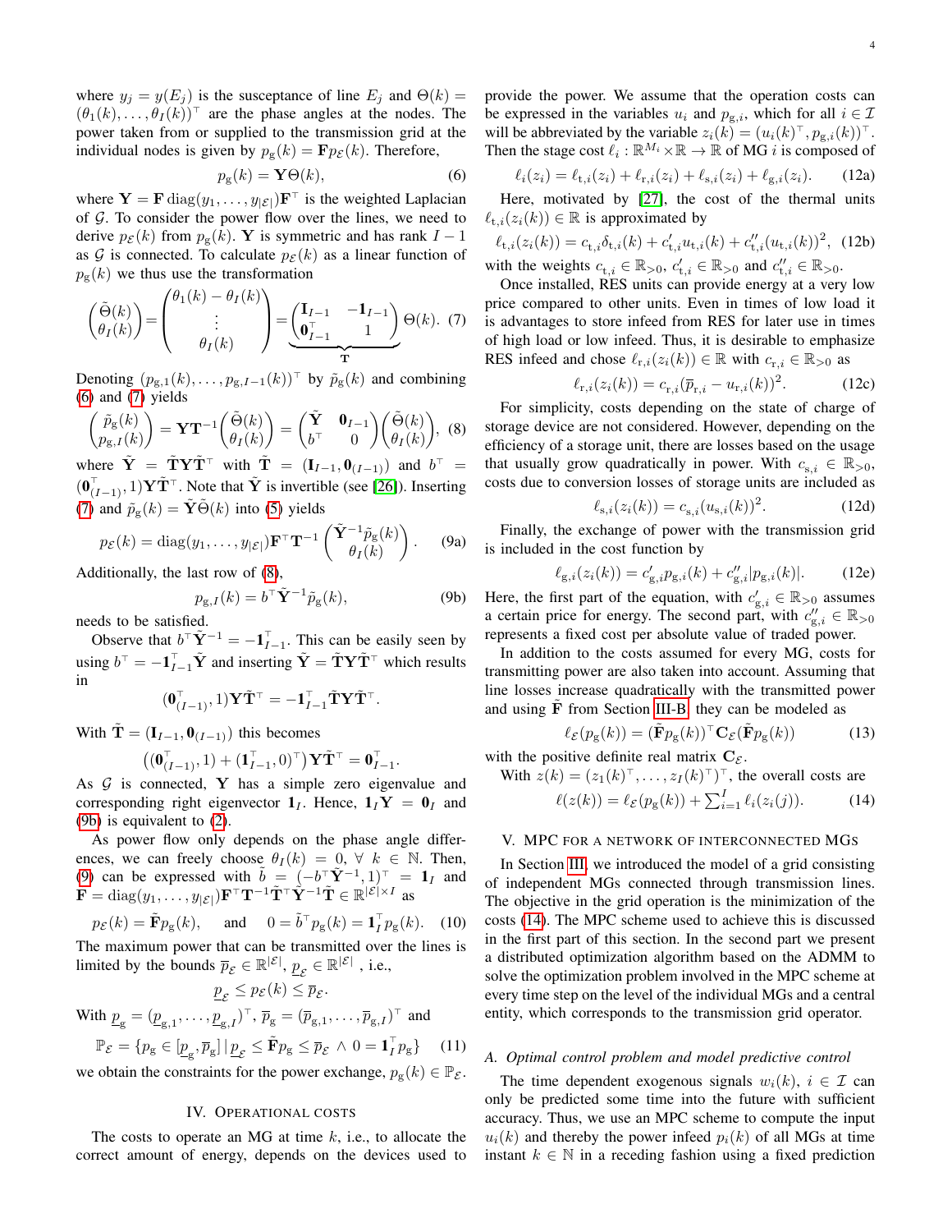where $y_j = y(E_j)$ is the susceptance of line $E_j$ and $\Theta(k) = (\theta_1(k), \ldots, \theta_I(k))^\top$ are the phase angles at the nodes. The power taken from or supplied to the transmission grid at the individual nodes is given by $p_\mathrm{g}(k) = \mathbf{F} p_\mathcal{E}(k)$. Therefore,

$$p_\mathrm{g}(k) = \mathbf{Y}\Theta(k), \tag{6}$$

where $\mathbf{Y} = \mathbf{F}\operatorname{diag}(y_1, \ldots, y_{|\mathcal{E}|})\mathbf{F}^\top$ is the weighted Laplacian of $\mathcal{G}$. To consider the power flow over the lines, we need to derive $p_\mathcal{E}(k)$ from $p_\mathrm{g}(k)$. $\mathbf{Y}$ is symmetric and has rank $I-1$ as $\mathcal{G}$ is connected. To calculate $p_\mathcal{E}(k)$ as a linear function of $p_\mathrm{g}(k)$ we thus use the transformation

$$\begin{pmatrix} \tilde{\Theta}(k) \\ \theta_I(k) \end{pmatrix} = \begin{pmatrix} \theta_1(k) - \theta_I(k) \\ \vdots \\ \theta_I(k) \end{pmatrix} = \underbrace{\begin{pmatrix} \mathbf{I}_{I-1} & -\mathbf{1}_{I-1} \\ \mathbf{0}_{I-1}^\top & 1 \end{pmatrix}}_{\mathbf{T}} \Theta(k). \tag{7}$$

Denoting $(p_{\mathrm{g},1}(k), \ldots, p_{\mathrm{g},I-1}(k))^\top$ by $\tilde{p}_\mathrm{g}(k)$ and combining (6) and (7) yields

$$\begin{pmatrix} \tilde{p}_\mathrm{g}(k) \\ p_{\mathrm{g},I}(k) \end{pmatrix} = \mathbf{Y}\mathbf{T}^{-1}\begin{pmatrix} \tilde{\Theta}(k) \\ \theta_I(k) \end{pmatrix} = \begin{pmatrix} \tilde{\mathbf{Y}} & \mathbf{0}_{I-1} \\ b^\top & 0 \end{pmatrix}\begin{pmatrix} \tilde{\Theta}(k) \\ \theta_I(k) \end{pmatrix}, \tag{8}$$

where $\tilde{\mathbf{Y}} = \tilde{\mathbf{T}}\mathbf{Y}\tilde{\mathbf{T}}^\top$ with $\tilde{\mathbf{T}} = (\mathbf{I}_{I-1}, \mathbf{0}_{(I-1)})$ and $b^\top = (\mathbf{0}_{(I-1)}^\top, 1)\mathbf{Y}\tilde{\mathbf{T}}^\top$. Note that $\tilde{\mathbf{Y}}$ is invertible (see [26]). Inserting (7) and $\tilde{p}_\mathrm{g}(k) = \tilde{\mathbf{Y}}\tilde{\Theta}(k)$ into (5) yields

$$p_\mathcal{E}(k) = \operatorname{diag}(y_1, \ldots, y_{|\mathcal{E}|})\mathbf{F}^\top\mathbf{T}^{-1}\begin{pmatrix} \tilde{\mathbf{Y}}^{-1}\tilde{p}_\mathrm{g}(k) \\ \theta_I(k) \end{pmatrix}. \tag{9a}$$

Additionally, the last row of (8),

$$p_{\mathrm{g},I}(k) = b^\top\tilde{\mathbf{Y}}^{-1}\tilde{p}_\mathrm{g}(k), \tag{9b}$$

needs to be satisfied.

Observe that $b^\top\tilde{\mathbf{Y}}^{-1} = -\mathbf{1}_{I-1}^\top$. This can be easily seen by using $b^\top = -\mathbf{1}_{I-1}^\top\tilde{\mathbf{Y}}$ and inserting $\tilde{\mathbf{Y}} = \tilde{\mathbf{T}}\mathbf{Y}\tilde{\mathbf{T}}^\top$ which results in

$$(\mathbf{0}_{(I-1)}^\top, 1)\mathbf{Y}\tilde{\mathbf{T}}^\top = -\mathbf{1}_{I-1}^\top\tilde{\mathbf{T}}\mathbf{Y}\tilde{\mathbf{T}}^\top.$$

With $\tilde{\mathbf{T}} = (\mathbf{I}_{I-1}, \mathbf{0}_{(I-1)})$ this becomes

$$\left((\mathbf{0}_{(I-1)}^\top, 1) + (\mathbf{1}_{I-1}^\top, 0)^\top\right)\mathbf{Y}\tilde{\mathbf{T}}^\top = \mathbf{0}_{I-1}^\top.$$

As $\mathcal{G}$ is connected, $\mathbf{Y}$ has a simple zero eigenvalue and corresponding right eigenvector $\mathbf{1}_I$. Hence, $\mathbf{1}_I\mathbf{Y} = \mathbf{0}_I$ and (9b) is equivalent to (2).

As power flow only depends on the phase angle differences, we can freely choose $\theta_I(k) = 0, \ \forall \ k \in \mathbb{N}$. Then, (9) can be expressed with $\tilde{b} = (-b^\top\tilde{\mathbf{Y}}^{-1}, 1)^\top = \mathbf{1}_I$ and $\tilde{\mathbf{F}} = \operatorname{diag}(y_1, \ldots, y_{|\mathcal{E}|})\mathbf{F}^\top\mathbf{T}^{-1}\tilde{\mathbf{T}}^\top\tilde{\mathbf{Y}}^{-1}\tilde{\mathbf{T}} \in \mathbb{R}^{|\mathcal{E}| \times I}$ as

$$p_\mathcal{E}(k) = \tilde{\mathbf{F}}p_\mathrm{g}(k), \quad \text{and} \quad 0 = \tilde{b}^\top p_\mathrm{g}(k) = \mathbf{1}_I^\top p_\mathrm{g}(k). \tag{10}$$

The maximum power that can be transmitted over the lines is limited by the bounds $\overline{p}_\mathcal{E} \in \mathbb{R}^{|\mathcal{E}|}$, $\underline{p}_\mathcal{E} \in \mathbb{R}^{|\mathcal{E}|}$ , i.e.,

$$\underline{p}_\mathcal{E} \leq p_\mathcal{E}(k) \leq \overline{p}_\mathcal{E}.$$

With $\underline{p}_\mathrm{g} = (\underline{p}_{\mathrm{g},1}, \ldots, \underline{p}_{\mathrm{g},I})^\top$, $\overline{p}_\mathrm{g} = (\overline{p}_{\mathrm{g},1}, \ldots, \overline{p}_{\mathrm{g},I})^\top$ and

$$\mathbb{P}_\mathcal{E} = \{p_\mathrm{g} \in [\underline{p}_\mathrm{g}, \overline{p}_\mathrm{g}] \,|\, \underline{p}_\mathcal{E} \leq \tilde{\mathbf{F}}p_\mathrm{g} \leq \overline{p}_\mathcal{E} \ \wedge \ 0 = \mathbf{1}_I^\top p_\mathrm{g}\} \tag{11}$$

we obtain the constraints for the power exchange, $p_\mathrm{g}(k) \in \mathbb{P}_\mathcal{E}$.

## IV. Operational costs

The costs to operate an MG at time $k$, i.e., to allocate the correct amount of energy, depends on the devices used to provide the power. We assume that the operation costs can be expressed in the variables $u_i$ and $p_{\mathrm{g},i}$, which for all $i \in \mathcal{I}$ will be abbreviated by the variable $z_i(k) = (u_i(k)^\top, p_{\mathrm{g},i}(k))^\top$. Then the stage cost $\ell_i : \mathbb{R}^{M_i} \times \mathbb{R} \to \mathbb{R}$ of MG $i$ is composed of

$$\ell_i(z_i) = \ell_{\mathrm{t},i}(z_i) + \ell_{\mathrm{r},i}(z_i) + \ell_{\mathrm{s},i}(z_i) + \ell_{\mathrm{g},i}(z_i). \tag{12a}$$

Here, motivated by [27], the cost of the thermal units $\ell_{\mathrm{t},i}(z_i(k)) \in \mathbb{R}$ is approximated by

$$\ell_{\mathrm{t},i}(z_i(k)) = c_{\mathrm{t},i}\delta_{\mathrm{t},i}(k) + c'_{\mathrm{t},i}u_{\mathrm{t},i}(k) + c''_{\mathrm{t},i}(u_{\mathrm{t},i}(k))^2, \tag{12b}$$

with the weights $c_{\mathrm{t},i} \in \mathbb{R}_{>0}$, $c'_{\mathrm{t},i} \in \mathbb{R}_{>0}$ and $c''_{\mathrm{t},i} \in \mathbb{R}_{>0}$.

Once installed, RES units can provide energy at a very low price compared to other units. Even in times of low load it is advantages to store infeed from RES for later use in times of high load or low infeed. Thus, it is desirable to emphasize RES infeed and chose $\ell_{\mathrm{r},i}(z_i(k)) \in \mathbb{R}$ with $c_{\mathrm{r},i} \in \mathbb{R}_{>0}$ as

$$\ell_{\mathrm{r},i}(z_i(k)) = c_{\mathrm{r},i}(\overline{p}_{\mathrm{r},i} - u_{\mathrm{r},i}(k))^2. \tag{12c}$$

For simplicity, costs depending on the state of charge of storage device are not considered. However, depending on the efficiency of a storage unit, there are losses based on the usage that usually grow quadratically in power. With $c_{\mathrm{s},i} \in \mathbb{R}_{>0}$, costs due to conversion losses of storage units are included as

$$\ell_{\mathrm{s},i}(z_i(k)) = c_{\mathrm{s},i}(u_{\mathrm{s},i}(k))^2. \tag{12d}$$

Finally, the exchange of power with the transmission grid is included in the cost function by

$$\ell_{\mathrm{g},i}(z_i(k)) = c'_{\mathrm{g},i}p_{\mathrm{g},i}(k) + c''_{\mathrm{g},i}|p_{\mathrm{g},i}(k)|. \tag{12e}$$

Here, the first part of the equation, with $c'_{\mathrm{g},i} \in \mathbb{R}_{>0}$ assumes a certain price for energy. The second part, with $c''_{\mathrm{g},i} \in \mathbb{R}_{>0}$ represents a fixed cost per absolute value of traded power.

In addition to the costs assumed for every MG, costs for transmitting power are also taken into account. Assuming that line losses increase quadratically with the transmitted power and using $\tilde{\mathbf{F}}$ from Section III-B, they can be modeled as

$$\ell_\mathcal{E}(p_\mathrm{g}(k)) = (\tilde{\mathbf{F}}p_\mathrm{g}(k))^\top\mathbf{C}_\mathcal{E}(\tilde{\mathbf{F}}p_\mathrm{g}(k)) \tag{13}$$

with the positive definite real matrix $\mathbf{C}_\mathcal{E}$.

With $z(k) = (z_1(k)^\top, \ldots, z_I(k)^\top)^\top$, the overall costs are

$$\ell(z(k)) = \ell_\mathcal{E}(p_\mathrm{g}(k)) + \textstyle\sum_{i=1}^I \ell_i(z_i(j)). \tag{14}$$

## V. MPC for a network of interconnected MGs

In Section III, we introduced the model of a grid consisting of independent MGs connected through transmission lines. The objective in the grid operation is the minimization of the costs (14). The MPC scheme used to achieve this is discussed in the first part of this section. In the second part we present a distributed optimization algorithm based on the ADMM to solve the optimization problem involved in the MPC scheme at every time step on the level of the individual MGs and a central entity, which corresponds to the transmission grid operator.

### A. Optimal control problem and model predictive control

The time dependent exogenous signals $w_i(k)$, $i \in \mathcal{I}$ can only be predicted some time into the future with sufficient accuracy. Thus, we use an MPC scheme to compute the input $u_i(k)$ and thereby the power infeed $p_i(k)$ of all MGs at time instant $k \in \mathbb{N}$ in a receding fashion using a fixed prediction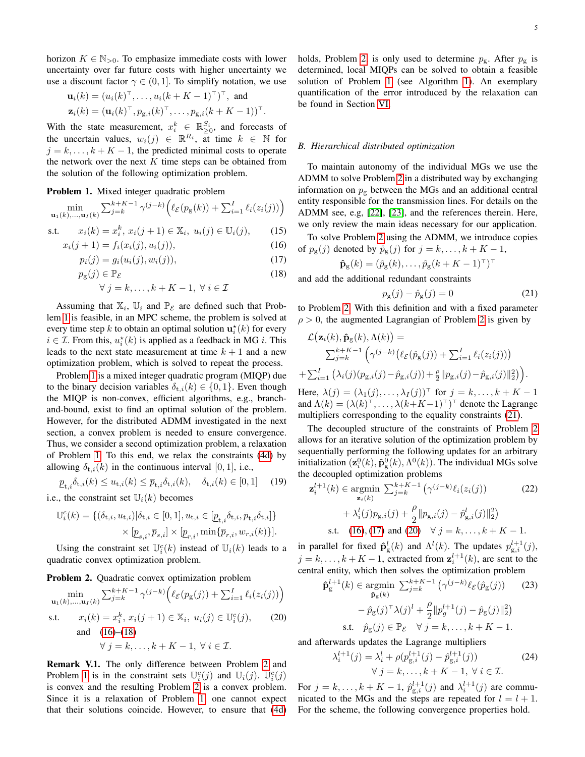horizon $K \in \mathbb{N}_{>0}$. To emphasize immediate costs with lower uncertainty over far future costs with higher uncertainty we use a discount factor $\gamma \in (0, 1]$. To simplify notation, we use

$$\mathbf{u}_i(k) = (u_i(k)^\top, \dots, u_i(k+K-1)^\top)^\top, \text{ and}$$
$$\mathbf{z}_i(k) = (\mathbf{u}_i(k)^\top, p_{\mathrm{g},i}(k)^\top, \dots, p_{\mathrm{g},i}(k+K-1))^\top.$$

With the state measurement, $x_i^k \in \mathbb{R}_{\geq 0}^{S_i}$, and forecasts of the uncertain values, $w_i(j) \in \mathbb{R}^{R_i}$, at time $k \in \mathbb{N}$ for $j = k, \dots, k+K-1$, the predicted minimal costs to operate the network over the next $K$ time steps can be obtained from the solution of the following optimization problem.

**Problem 1.** Mixed integer quadratic problem

$$\min_{\mathbf{u}_1(k),\dots,\mathbf{u}_I(k)} \sum_{j=k}^{k+K-1} \gamma^{(j-k)} \Big( \ell_{\mathcal{E}}(p_{\mathrm{g}}(k)) + \sum_{i=1}^{I} \ell_i(z_i(j)) \Big)$$

$$\text{s.t.} \quad x_i(k) = x_i^k,\ x_i(j+1) \in \mathbb{X}_i,\ u_i(j) \in \mathbb{U}_i(j), \tag{15}$$
$$x_i(j+1) = f_i(x_i(j), u_i(j)), \tag{16}$$
$$p_i(j) = g_i(u_i(j), w_i(j)), \tag{17}$$
$$p_{\mathrm{g}}(j) \in \mathbb{P}_{\mathcal{E}} \tag{18}$$
$$\forall\, j = k, \dots, k+K-1,\ \forall\, i \in \mathcal{I}$$

Assuming that $\mathbb{X}_i$, $\mathbb{U}_i$ and $\mathbb{P}_{\mathcal{E}}$ are defined such that Problem 1 is feasible, in an MPC scheme, the problem is solved at every time step $k$ to obtain an optimal solution $\mathbf{u}_i^\star(k)$ for every $i \in \mathcal{I}$. From this, $u_i^\star(k)$ is applied as a feedback in MG $i$. This leads to the next state measurement at time $k+1$ and a new optimization problem, which is solved to repeat the process.

Problem 1 is a mixed integer quadratic program (MIQP) due to the binary decision variables $\delta_{\mathrm{t},i}(k) \in \{0, 1\}$. Even though the MIQP is non-convex, efficient algorithms, e.g., branch-and-bound, exist to find an optimal solution of the problem. However, for the distributed ADMM investigated in the next section, a convex problem is needed to ensure convergence. Thus, we consider a second optimization problem, a relaxation of Problem 1. To this end, we relax the constraints (4d) by allowing $\delta_{\mathrm{t},i}(k)$ in the continuous interval $[0, 1]$, i.e.,

$$\underline{p}_{\mathrm{t},i}\delta_{\mathrm{t},i}(k) \leq u_{\mathrm{t},i}(k) \leq \overline{p}_{\mathrm{t},i}\delta_{\mathrm{t},i}(k), \quad \delta_{\mathrm{t},i}(k) \in [0, 1] \tag{19}$$

i.e., the constraint set $\mathbb{U}_i(k)$ becomes

$$\mathbb{U}_i^c(k) = \{(\delta_{\mathrm{t},i}, u_{\mathrm{t},i}) | \delta_{\mathrm{t},i} \in [0,1], u_{\mathrm{t},i} \in [\underline{p}_{\mathrm{t},i}\delta_{\mathrm{t},i}, \overline{p}_{\mathrm{t},i}\delta_{\mathrm{t},i}]\} \times [\underline{p}_{s,i}, \overline{p}_{s,i}] \times [\underline{p}_{r,i}, \min\{\overline{p}_{r,i}, w_{r,i}(k)\}].$$

Using the constraint set $\mathbb{U}_i^c(k)$ instead of $\mathbb{U}_i(k)$ leads to a quadratic convex optimization problem.

**Problem 2.** Quadratic convex optimization problem

$$\min_{\mathbf{u}_1(k),\dots,\mathbf{u}_I(k)} \sum_{j=k}^{k+K-1} \gamma^{(j-k)} \Big( \ell_{\mathcal{E}}(p_{\mathrm{g}}(j)) + \sum_{i=1}^{I} \ell_i(z_i(j)) \Big)$$

$$\text{s.t.} \quad x_i(k) = x_i^k,\ x_i(j+1) \in \mathbb{X}_i,\ u_i(j) \in \mathbb{U}_i^c(j), \tag{20}$$
$$\text{and} \quad (16)\text{–}(18)$$
$$\forall\, j = k, \dots, k+K-1,\ \forall\, i \in \mathcal{I}.$$

**Remark V.1.** The only difference between Problem 2 and Problem 1 is in the constraint sets $\mathbb{U}_i^c(j)$ and $\mathbb{U}_i(j)$. $\mathbb{U}_i^c(j)$ is convex and the resulting Problem 2 is a convex problem. Since it is a relaxation of Problem 1, one cannot expect that their solutions coincide. However, to ensure that (4d) holds, Problem 2 is only used to determine $p_{\mathrm{g}}$. After $p_{\mathrm{g}}$ is determined, local MIQPs can be solved to obtain a feasible solution of Problem 1 (see Algorithm 1). An exemplary quantification of the error introduced by the relaxation can be found in Section VI.

### B. Hierarchical distributed optimization

To maintain autonomy of the individual MGs we use the ADMM to solve Problem 2 in a distributed way by exchanging information on $p_{\mathrm{g}}$ between the MGs and an additional central entity responsible for the transmission lines. For details on the ADMM see, e.g, [22], [23], and the references therein. Here, we only review the main ideas necessary for our application.

To solve Problem 2 using the ADMM, we introduce copies of $p_{\mathrm{g}}(j)$ denoted by $\hat{p}_{\mathrm{g}}(j)$ for $j = k, \dots, k+K-1$,

$$\hat{\mathbf{p}}_{\mathrm{g}}(k) = (\hat{p}_{\mathrm{g}}(k), \dots, \hat{p}_{\mathrm{g}}(k+K-1)^\top)^\top$$

and add the additional redundant constraints

$$p_{\mathrm{g}}(j) - \hat{p}_{\mathrm{g}}(j) = 0 \tag{21}$$

to Problem 2. With this definition and with a fixed parameter $\rho > 0$, the augmented Lagrangian of Problem 2 is given by

$$\begin{aligned}
&\mathcal{L}\big(\mathbf{z}_i(k), \hat{\mathbf{p}}_{\mathrm{g}}(k), \Lambda(k)\big) = \\
&\quad \sum_{j=k}^{k+K-1} \Big( \gamma^{(j-k)} \big( \ell_{\mathcal{E}}(\hat{p}_{\mathrm{g}}(j)) + \sum_{i=1}^{I} \ell_i(z_i(j)) \big) \\
&+ \sum_{i=1}^{I} \big( \lambda_i(j)(p_{\mathrm{g},i}(j) - \hat{p}_{\mathrm{g},i}(j)) + \tfrac{\rho}{2} \|p_{\mathrm{g},i}(j) - \hat{p}_{\mathrm{g},i}(j)\|_2^2 \big) \Big).
\end{aligned}$$

Here, $\lambda(j) = (\lambda_1(j), \dots, \lambda_I(j))^\top$ for $j = k, \dots, k+K-1$ and $\Lambda(k) = (\lambda(k)^\top, \dots, \lambda(k+K-1)^\top)^\top$ denote the Lagrange multipliers corresponding to the equality constraints (21).

The decoupled structure of the constraints of Problem 2 allows for an iterative solution of the optimization problem by sequentially performing the following updates for an arbitrary initialization $(\mathbf{z}_i^0(k), \hat{\mathbf{p}}_{\mathrm{g}}^0(k), \Lambda^0(k))$. The individual MGs solve the decoupled optimization problems

$$\begin{aligned}
\mathbf{z}_i^{l+1}(k) \in \operatorname*{argmin}_{\mathbf{z}_i(k)} &\sum_{j=k}^{k+K-1} \big( \gamma^{(j-k)} \ell_i(z_i(j)) \\
&+ \lambda_i^l(j) p_{\mathrm{g},i}(j) + \frac{\rho}{2} \|p_{\mathrm{g},i}(j) - \hat{p}_{\mathrm{g},i}^l(j)\|_2^2 \big) \\
\text{s.t.} \quad &(16), (17) \text{ and } (20) \quad \forall\, j = k, \dots, k+K-1.
\end{aligned} \tag{22}$$

in parallel for fixed $\hat{\mathbf{p}}_{\mathrm{g}}^l(k)$ and $\Lambda^l(k)$. The updates $p_{\mathrm{g},i}^{l+1}(j)$, $j = k, \dots, k+K-1$, extracted from $\mathbf{z}_i^{l+1}(k)$, are sent to the central entity, which then solves the optimization problem

$$\begin{aligned}
\hat{\mathbf{p}}_{\mathrm{g}}^{l+1}(k) \in \operatorname*{argmin}_{\hat{\mathbf{p}}_{\mathrm{g}}(k)} &\sum_{j=k}^{k+K-1} \big( \gamma^{(j-k)} \ell_{\mathcal{E}}(\hat{p}_{\mathrm{g}}(j)) \\
&- \hat{p}_{\mathrm{g}}(j)^\top \lambda(j)^l + \frac{\rho}{2} \|p_g^{l+1}(j) - \hat{p}_{\mathrm{g}}(j)\|_2^2 \big) \\
\text{s.t.} \quad &\hat{p}_{\mathrm{g}}(j) \in \mathbb{P}_{\mathcal{E}} \quad \forall\, j = k, \dots, k+K-1.
\end{aligned} \tag{23}$$

and afterwards updates the Lagrange multipliers

$$\begin{aligned}
\lambda_i^{l+1}(j) &= \lambda_i^l + \rho(p_{\mathrm{g},i}^{l+1}(j) - \hat{p}_{\mathrm{g},i}^{l+1}(j)) \\
&\forall\, j = k, \dots, k+K-1,\ \forall\, i \in \mathcal{I}.
\end{aligned} \tag{24}$$

For $j = k, \dots, k+K-1$, $\hat{p}_{\mathrm{g},i}^{l+1}(j)$ and $\lambda_i^{l+1}(j)$ are communicated to the MGs and the steps are repeated for $l = l+1$. For the scheme, the following convergence properties hold.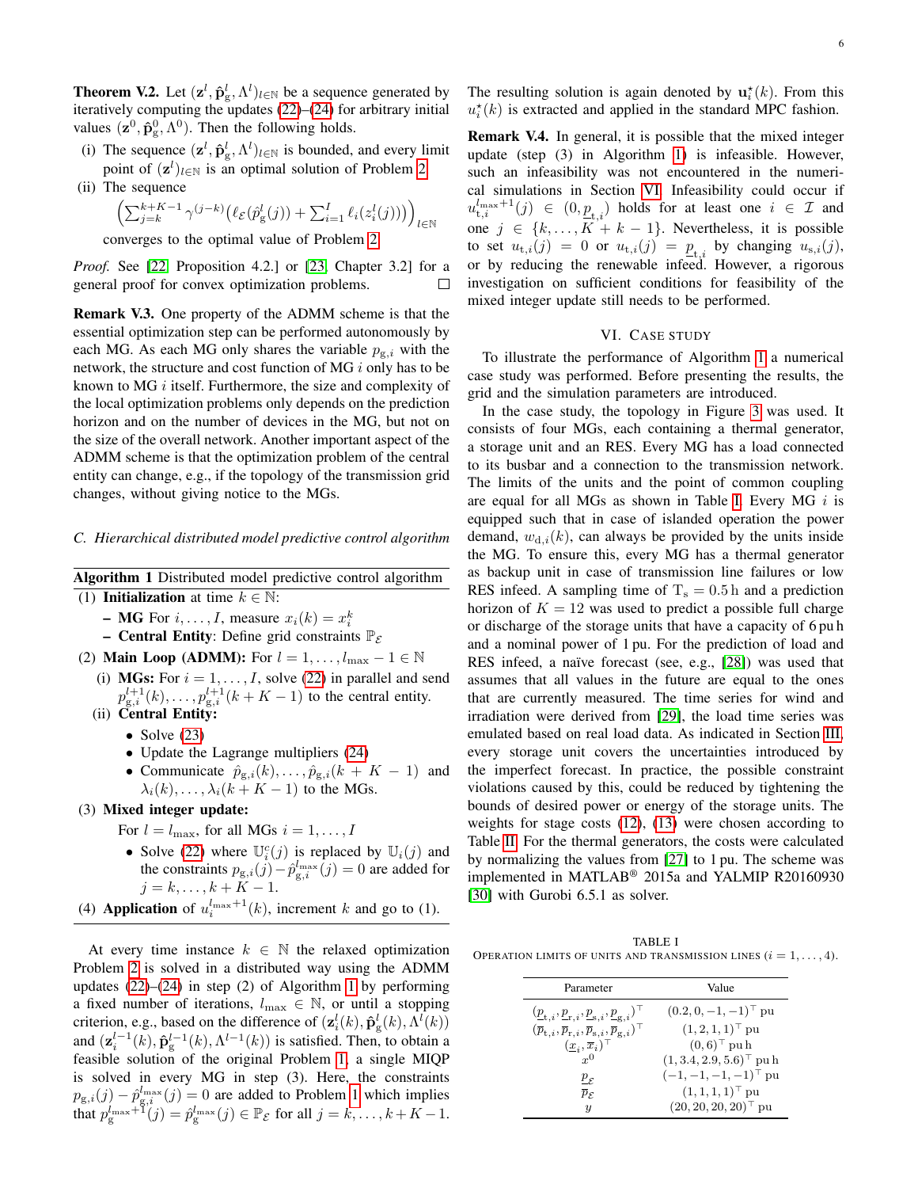**Theorem V.2.** Let $(\mathbf{z}^l, \hat{\mathbf{p}}_{\mathrm{g}}^l, \Lambda^l)_{l\in\mathbb{N}}$ be a sequence generated by iteratively computing the updates (22)–(24) for arbitrary initial values $(\mathbf{z}^0, \hat{\mathbf{p}}_{\mathrm{g}}^0, \Lambda^0)$. Then the following holds.

(i) The sequence $(\mathbf{z}^l, \hat{\mathbf{p}}_{\mathrm{g}}^l, \Lambda^l)_{l\in\mathbb{N}}$ is bounded, and every limit point of $(\mathbf{z}^l)_{l\in\mathbb{N}}$ is an optimal solution of Problem 2.

(ii) The sequence
$$\Big(\sum_{j=k}^{k+K-1} \gamma^{(j-k)}\big(\ell_{\mathcal{E}}(\hat{p}_{\mathrm{g}}^l(j)) + \sum_{i=1}^{I} \ell_i(z_i^l(j))\big)\Big)_{l\in\mathbb{N}}$$
converges to the optimal value of Problem 2.

*Proof.* See [22, Proposition 4.2.] or [23, Chapter 3.2] for a general proof for convex optimization problems. ☐

**Remark V.3.** One property of the ADMM scheme is that the essential optimization step can be performed autonomously by each MG. As each MG only shares the variable $p_{\mathrm{g},i}$ with the network, the structure and cost function of MG $i$ only has to be known to MG $i$ itself. Furthermore, the size and complexity of the local optimization problems only depends on the prediction horizon and on the number of devices in the MG, but not on the size of the overall network. Another important aspect of the ADMM scheme is that the optimization problem of the central entity can change, e.g., if the topology of the transmission grid changes, without giving notice to the MGs.

### *C. Hierarchical distributed model predictive control algorithm*

**Algorithm 1** Distributed model predictive control algorithm

(1) **Initialization** at time $k \in \mathbb{N}$:
- **MG** For $i, \ldots, I$, measure $x_i(k) = x_i^k$
- **Central Entity**: Define grid constraints $\mathbb{P}_{\mathcal{E}}$

(2) **Main Loop (ADMM):** For $l = 1, \ldots, l_{\max} - 1 \in \mathbb{N}$
- (i) **MGs:** For $i = 1, \ldots, I$, solve (22) in parallel and send $p_{\mathrm{g},i}^{l+1}(k), \ldots, p_{\mathrm{g},i}^{l+1}(k+K-1)$ to the central entity.
- (ii) **Central Entity:**
  - Solve (23)
  - Update the Lagrange multipliers (24)
  - Communicate $\hat{p}_{\mathrm{g},i}(k), \ldots, \hat{p}_{\mathrm{g},i}(k+K-1)$ and $\lambda_i(k), \ldots, \lambda_i(k+K-1)$ to the MGs.

(3) **Mixed integer update:**
For $l = l_{\max}$, for all MGs $i = 1, \ldots, I$
- Solve (22) where $\mathbb{U}_i^c(j)$ is replaced by $\mathbb{U}_i(j)$ and the constraints $p_{\mathrm{g},i}(j) - \hat{p}_{\mathrm{g},i}^{l_{\max}}(j) = 0$ are added for $j = k, \ldots, k+K-1$.

(4) **Application** of $u_i^{l_{\max}+1}(k)$, increment $k$ and go to (1).

At every time instance $k \in \mathbb{N}$ the relaxed optimization Problem 2 is solved in a distributed way using the ADMM updates (22)–(24) in step (2) of Algorithm 1 by performing a fixed number of iterations, $l_{\max} \in \mathbb{N}$, or until a stopping criterion, e.g., based on the difference of $(\mathbf{z}_i^l(k), \hat{\mathbf{p}}_{\mathrm{g}}^l(k), \Lambda^l(k))$ and $(\mathbf{z}_i^{l-1}(k), \hat{\mathbf{p}}_{\mathrm{g}}^{l-1}(k), \Lambda^{l-1}(k))$ is satisfied. Then, to obtain a feasible solution of the original Problem 1, a single MIQP is solved in every MG in step (3). Here, the constraints $p_{\mathrm{g},i}(j) - \hat{p}_{\mathrm{g},i}^{l_{\max}}(j) = 0$ are added to Problem 1 which implies that $p_{\mathrm{g}}^{l_{\max}+1}(j) = \hat{p}_{\mathrm{g}}^{l_{\max}}(j) \in \mathbb{P}_{\mathcal{E}}$ for all $j = k, \ldots, k+K-1$. The resulting solution is again denoted by $\mathbf{u}_i^\star(k)$. From this $u_i^\star(k)$ is extracted and applied in the standard MPC fashion.

**Remark V.4.** In general, it is possible that the mixed integer update (step (3) in Algorithm 1) is infeasible. However, such an infeasibility was not encountered in the numerical simulations in Section VI. Infeasibility could occur if $u_{\mathrm{t},i}^{l_{\max}+1}(j) \in (0, \underline{p}_{\mathrm{t},i})$ holds for at least one $i \in \mathcal{I}$ and one $j \in \{k, \ldots, K+k-1\}$. Nevertheless, it is possible to set $u_{\mathrm{t},i}(j) = 0$ or $u_{\mathrm{t},i}(j) = \underline{p}_{\mathrm{t},i}$ by changing $u_{\mathrm{s},i}(j)$, or by reducing the renewable infeed. However, a rigorous investigation on sufficient conditions for feasibility of the mixed integer update still needs to be performed.

## VI. Case Study

To illustrate the performance of Algorithm 1 a numerical case study was performed. Before presenting the results, the grid and the simulation parameters are introduced.

In the case study, the topology in Figure 3 was used. It consists of four MGs, each containing a thermal generator, a storage unit and an RES. Every MG has a load connected to its busbar and a connection to the transmission network. The limits of the units and the point of common coupling are equal for all MGs as shown in Table I. Every MG $i$ is equipped such that in case of islanded operation the power demand, $w_{\mathrm{d},i}(k)$, can always be provided by the units inside the MG. To ensure this, every MG has a thermal generator as backup unit in case of transmission line failures or low RES infeed. A sampling time of $\mathrm{T_s} = 0.5\,\mathrm{h}$ and a prediction horizon of $K = 12$ was used to predict a possible full charge or discharge of the storage units that have a capacity of 6 pu h and a nominal power of 1 pu. For the prediction of load and RES infeed, a naïve forecast (see, e.g., [28]) was used that assumes that all values in the future are equal to the ones that are currently measured. The time series for wind and irradiation were derived from [29], the load time series was emulated based on real load data. As indicated in Section III, every storage unit covers the uncertainties introduced by the imperfect forecast. In practice, the possible constraint violations caused by this, could be reduced by tightening the bounds of desired power or energy of the storage units. The weights for stage costs (12), (13) were chosen according to Table II. For the thermal generators, the costs were calculated by normalizing the values from [27] to 1 pu. The scheme was implemented in MATLAB® 2015a and YALMIP R20160930 [30] with Gurobi 6.5.1 as solver.

TABLE I
Operation limits of units and transmission lines ($i = 1, \ldots, 4$).

| Parameter | Value |
|---|---|
| $(\underline{p}_{\mathrm{t},i}, \underline{p}_{\mathrm{r},i}, \underline{p}_{\mathrm{s},i}, \underline{p}_{\mathrm{g},i})^\top$ | $(0.2, 0, -1, -1)^\top$ pu |
| $(\overline{p}_{\mathrm{t},i}, \overline{p}_{\mathrm{r},i}, \overline{p}_{\mathrm{s},i}, \overline{p}_{\mathrm{g},i})^\top$ | $(1, 2, 1, 1)^\top$ pu |
| $(\underline{x}_i, \overline{x}_i)^\top$ | $(0, 6)^\top$ pu h |
| $x^0$ | $(1, 3.4, 2.9, 5.6)^\top$ pu h |
| $\underline{p}_{\mathcal{E}}$ | $(-1, -1, -1, -1)^\top$ pu |
| $\overline{p}_{\mathcal{E}}$ | $(1, 1, 1, 1)^\top$ pu |
| $y$ | $(20, 20, 20, 20)^\top$ pu |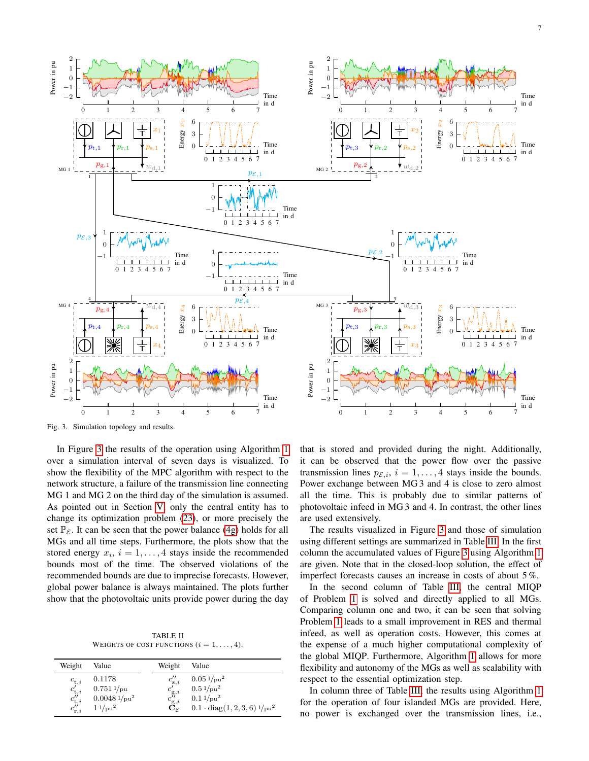Fig. 3. Simulation topology and results.

In Figure 3 the results of the operation using Algorithm 1 over a simulation interval of seven days is visualized. To show the flexibility of the MPC algorithm with respect to the network structure, a failure of the transmission line connecting MG 1 and MG 2 on the third day of the simulation is assumed. As pointed out in Section V, only the central entity has to change its optimization problem (23), or more precisely the set $\mathbb{P}_{\mathcal{E}}$. It can be seen that the power balance (4g) holds for all MGs and all time steps. Furthermore, the plots show that the stored energy $x_i$, $i = 1, \ldots, 4$ stays inside the recommended bounds most of the time. The observed violations of the recommended bounds are due to imprecise forecasts. However, global power balance is always maintained. The plots further show that the photovoltaic units provide power during the day that is stored and provided during the night. Additionally, it can be observed that the power flow over the passive transmission lines $p_{\mathcal{E},i}$, $i = 1, \ldots, 4$ stays inside the bounds. Power exchange between MG 3 and 4 is close to zero almost all the time. This is probably due to similar patterns of photovoltaic infeed in MG 3 and 4. In contrast, the other lines are used extensively.

TABLE II
WEIGHTS OF COST FUNCTIONS ($i = 1, \ldots, 4$).

| Weight | Value | Weight | Value |
|---|---|---|---|
| $c_{\mathrm{t},i}$ | $0.1178$ | $c''_{\mathrm{s},i}$ | $0.05\ ^{1}/_{\mathrm{pu}^2}$ |
| $c'_{\mathrm{t},i}$ | $0.751\ ^{1}/_{\mathrm{pu}}$ | $c'_{\mathrm{g},i}$ | $0.5\ ^{1}/_{\mathrm{pu}^2}$ |
| $c''_{\mathrm{t},i}$ | $0.0048\ ^{1}/_{\mathrm{pu}^2}$ | $c''_{\mathrm{g},i}$ | $0.1\ ^{1}/_{\mathrm{pu}^2}$ |
| $c''_{\mathrm{r},i}$ | $1\ ^{1}/_{\mathrm{pu}^2}$ | $\mathbf{C}_{\mathcal{E}}$ | $0.1 \cdot \mathrm{diag}(1, 2, 3, 6)\ ^{1}/_{\mathrm{pu}^2}$ |

The results visualized in Figure 3 and those of simulation using different settings are summarized in Table III. In the first column the accumulated values of Figure 3 using Algorithm 1 are given. Note that in the closed-loop solution, the effect of imperfect forecasts causes an increase in costs of about 5 %.

In the second column of Table III, the central MIQP of Problem 1 is solved and directly applied to all MGs. Comparing column one and two, it can be seen that solving Problem 1 leads to a small improvement in RES and thermal infeed, as well as operation costs. However, this comes at the expense of a much higher computational complexity of the global MIQP. Furthermore, Algorithm 1 allows for more flexibility and autonomy of the MGs as well as scalability with respect to the essential optimization step.

In column three of Table III, the results using Algorithm 1 for the operation of four islanded MGs are provided. Here, no power is exchanged over the transmission lines, i.e.,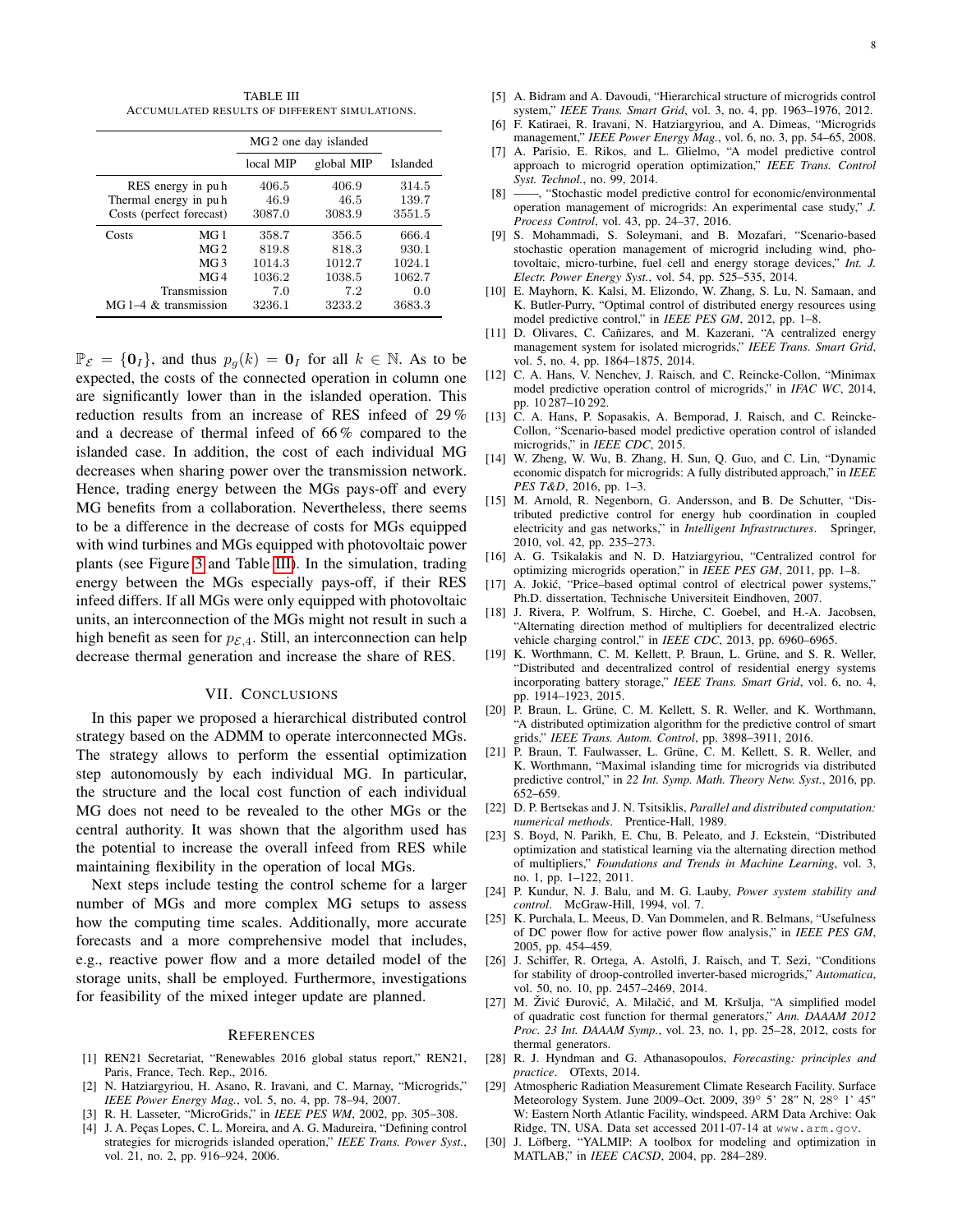TABLE III
ACCUMULATED RESULTS OF DIFFERENT SIMULATIONS.

| | | MG 2 one day islanded | | |
|---|---|---|---|---|
| | | local MIP | global MIP | Islanded |
| RES energy in pu h | | 406.5 | 406.9 | 314.5 |
| Thermal energy in pu h | | 46.9 | 46.5 | 139.7 |
| Costs (perfect forecast) | | 3087.0 | 3083.9 | 3551.5 |
| Costs | MG 1 | 358.7 | 356.5 | 666.4 |
| | MG 2 | 819.8 | 818.3 | 930.1 |
| | MG 3 | 1014.3 | 1012.7 | 1024.1 |
| | MG 4 | 1036.2 | 1038.5 | 1062.7 |
| | Transmission | 7.0 | 7.2 | 0.0 |
| MG 1–4 & transmission | | 3236.1 | 3233.2 | 3683.3 |

$\mathbb{P}_{\mathcal{E}} = \{\mathbf{0}_I\}$, and thus $p_g(k) = \mathbf{0}_I$ for all $k \in \mathbb{N}$. As to be expected, the costs of the connected operation in column one are significantly lower than in the islanded operation. This reduction results from an increase of RES infeed of 29 % and a decrease of thermal infeed of 66 % compared to the islanded case. In addition, the cost of each individual MG decreases when sharing power over the transmission network. Hence, trading energy between the MGs pays-off and every MG benefits from a collaboration. Nevertheless, there seems to be a difference in the decrease of costs for MGs equipped with wind turbines and MGs equipped with photovoltaic power plants (see Figure 3 and Table III). In the simulation, trading energy between the MGs especially pays-off, if their RES infeed differs. If all MGs were only equipped with photovoltaic units, an interconnection of the MGs might not result in such a high benefit as seen for $p_{\mathcal{E},4}$. Still, an interconnection can help decrease thermal generation and increase the share of RES.

## VII. CONCLUSIONS

In this paper we proposed a hierarchical distributed control strategy based on the ADMM to operate interconnected MGs. The strategy allows to perform the essential optimization step autonomously by each individual MG. In particular, the structure and the local cost function of each individual MG does not need to be revealed to the other MGs or the central authority. It was shown that the algorithm used has the potential to increase the overall infeed from RES while maintaining flexibility in the operation of local MGs.

Next steps include testing the control scheme for a larger number of MGs and more complex MG setups to assess how the computing time scales. Additionally, more accurate forecasts and a more comprehensive model that includes, e.g., reactive power flow and a more detailed model of the storage units, shall be employed. Furthermore, investigations for feasibility of the mixed integer update are planned.

## REFERENCES

[1] REN21 Secretariat, "Renewables 2016 global status report," REN21, Paris, France, Tech. Rep., 2016.

[2] N. Hatziargyriou, H. Asano, R. Iravani, and C. Marnay, "Microgrids," *IEEE Power Energy Mag.*, vol. 5, no. 4, pp. 78–94, 2007.

[3] R. H. Lasseter, "MicroGrids," in *IEEE PES WM*, 2002, pp. 305–308.

[4] J. A. Peças Lopes, C. L. Moreira, and A. G. Madureira, "Defining control strategies for microgrids islanded operation," *IEEE Trans. Power Syst.*, vol. 21, no. 2, pp. 916–924, 2006.

[5] A. Bidram and A. Davoudi, "Hierarchical structure of microgrids control system," *IEEE Trans. Smart Grid*, vol. 3, no. 4, pp. 1963–1976, 2012.

[6] F. Katiraei, R. Iravani, N. Hatziargyriou, and A. Dimeas, "Microgrids management," *IEEE Power Energy Mag.*, vol. 6, no. 3, pp. 54–65, 2008.

[7] A. Parisio, E. Rikos, and L. Glielmo, "A model predictive control approach to microgrid operation optimization," *IEEE Trans. Control Syst. Technol.*, no. 99, 2014.

[8] ——, "Stochastic model predictive control for economic/environmental operation management of microgrids: An experimental case study," *J. Process Control*, vol. 43, pp. 24–37, 2016.

[9] S. Mohammadi, S. Soleymani, and B. Mozafari, "Scenario-based stochastic operation management of microgrid including wind, photovoltaic, micro-turbine, fuel cell and energy storage devices," *Int. J. Electr. Power Energy Syst.*, vol. 54, pp. 525–535, 2014.

[10] E. Mayhorn, K. Kalsi, M. Elizondo, W. Zhang, S. Lu, N. Samaan, and K. Butler-Purry, "Optimal control of distributed energy resources using model predictive control," in *IEEE PES GM*, 2012, pp. 1–8.

[11] D. Olivares, C. Cañizares, and M. Kazerani, "A centralized energy management system for isolated microgrids," *IEEE Trans. Smart Grid*, vol. 5, no. 4, pp. 1864–1875, 2014.

[12] C. A. Hans, V. Nenchev, J. Raisch, and C. Reincke-Collon, "Minimax model predictive operation control of microgrids," in *IFAC WC*, 2014, pp. 10 287–10 292.

[13] C. A. Hans, P. Sopasakis, A. Bemporad, J. Raisch, and C. Reincke-Collon, "Scenario-based model predictive operation control of islanded microgrids," in *IEEE CDC*, 2015.

[14] W. Zheng, W. Wu, B. Zhang, H. Sun, Q. Guo, and C. Lin, "Dynamic economic dispatch for microgrids: A fully distributed approach," in *IEEE PES T&D*, 2016, pp. 1–3.

[15] M. Arnold, R. Negenborn, G. Andersson, and B. De Schutter, "Distributed predictive control for energy hub coordination in coupled electricity and gas networks," in *Intelligent Infrastructures*. Springer, 2010, vol. 42, pp. 235–273.

[16] A. G. Tsikalakis and N. D. Hatziargyriou, "Centralized control for optimizing microgrids operation," in *IEEE PES GM*, 2011, pp. 1–8.

[17] A. Jokić, "Price–based optimal control of electrical power systems," Ph.D. dissertation, Technische Universiteit Eindhoven, 2007.

[18] J. Rivera, P. Wolfrum, S. Hirche, C. Goebel, and H.-A. Jacobsen, "Alternating direction method of multipliers for decentralized electric vehicle charging control," in *IEEE CDC*, 2013, pp. 6960–6965.

[19] K. Worthmann, C. M. Kellett, P. Braun, L. Grüne, and S. R. Weller, "Distributed and decentralized control of residential energy systems incorporating battery storage," *IEEE Trans. Smart Grid*, vol. 6, no. 4, pp. 1914–1923, 2015.

[20] P. Braun, L. Grüne, C. M. Kellett, S. R. Weller, and K. Worthmann, "A distributed optimization algorithm for the predictive control of smart grids," *IEEE Trans. Autom. Control*, pp. 3898–3911, 2016.

[21] P. Braun, T. Faulwasser, L. Grüne, C. M. Kellett, S. R. Weller, and K. Worthmann, "Maximal islanding time for microgrids via distributed predictive control," in *22 Int. Symp. Math. Theory Netw. Syst.*, 2016, pp. 652–659.

[22] D. P. Bertsekas and J. N. Tsitsiklis, *Parallel and distributed computation: numerical methods*. Prentice-Hall, 1989.

[23] S. Boyd, N. Parikh, E. Chu, B. Peleato, and J. Eckstein, "Distributed optimization and statistical learning via the alternating direction method of multipliers," *Foundations and Trends in Machine Learning*, vol. 3, no. 1, pp. 1–122, 2011.

[24] P. Kundur, N. J. Balu, and M. G. Lauby, *Power system stability and control*. McGraw-Hill, 1994, vol. 7.

[25] K. Purchala, L. Meeus, D. Van Dommelen, and R. Belmans, "Usefulness of DC power flow for active power flow analysis," in *IEEE PES GM*, 2005, pp. 454–459.

[26] J. Schiffer, R. Ortega, A. Astolfi, J. Raisch, and T. Sezi, "Conditions for stability of droop-controlled inverter-based microgrids," *Automatica*, vol. 50, no. 10, pp. 2457–2469, 2014.

[27] M. Živić Đurović, A. Milačić, and M. Kršulja, "A simplified model of quadratic cost function for thermal generators," *Ann. DAAAM 2012 Proc. 23 Int. DAAAM Symp.*, vol. 23, no. 1, pp. 25–28, 2012, costs for thermal generators.

[28] R. J. Hyndman and G. Athanasopoulos, *Forecasting: principles and practice*. OTexts, 2014.

[29] Atmospheric Radiation Measurement Climate Research Facility. Surface Meteorology System. June 2009–Oct. 2009, 39° 5' 28" N, 28° 1' 45" W: Eastern North Atlantic Facility, windspeed. ARM Data Archive: Oak Ridge, TN, USA. Data set accessed 2011-07-14 at www.arm.gov.

[30] J. Löfberg, "YALMIP: A toolbox for modeling and optimization in MATLAB," in *IEEE CACSD*, 2004, pp. 284–289.